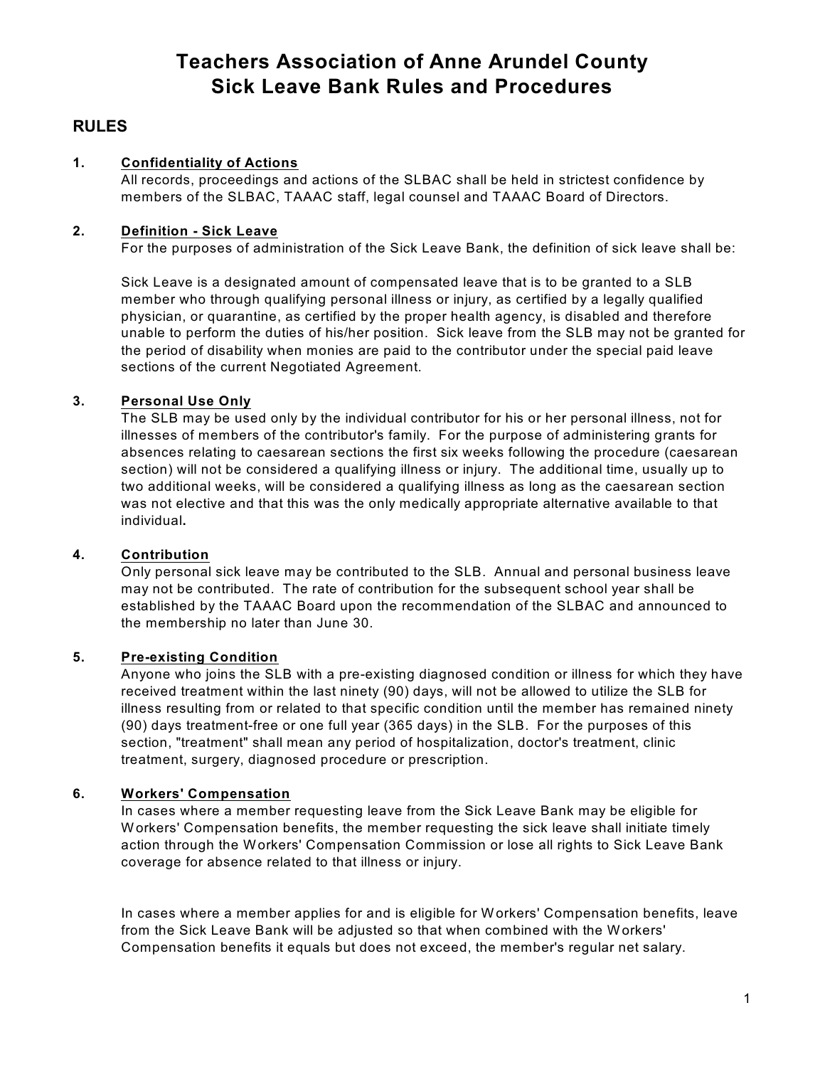# Teachers Association of Anne Arundel County
# Sick Leave Bank Rules and Procedures

## RULES

**1. Confidentiality of Actions**

All records, proceedings and actions of the SLBAC shall be held in strictest confidence by members of the SLBAC, TAAAC staff, legal counsel and TAAAC Board of Directors.

**2. Definition - Sick Leave**

For the purposes of administration of the Sick Leave Bank, the definition of sick leave shall be:

Sick Leave is a designated amount of compensated leave that is to be granted to a SLB member who through qualifying personal illness or injury, as certified by a legally qualified physician, or quarantine, as certified by the proper health agency, is disabled and therefore unable to perform the duties of his/her position. Sick leave from the SLB may not be granted for the period of disability when monies are paid to the contributor under the special paid leave sections of the current Negotiated Agreement.

**3. Personal Use Only**

The SLB may be used only by the individual contributor for his or her personal illness, not for illnesses of members of the contributor's family. For the purpose of administering grants for absences relating to caesarean sections the first six weeks following the procedure (caesarean section) will not be considered a qualifying illness or injury. The additional time, usually up to two additional weeks, will be considered a qualifying illness as long as the caesarean section was not elective and that this was the only medically appropriate alternative available to that individual**.**

**4. Contribution**

Only personal sick leave may be contributed to the SLB. Annual and personal business leave may not be contributed. The rate of contribution for the subsequent school year shall be established by the TAAAC Board upon the recommendation of the SLBAC and announced to the membership no later than June 30.

**5. Pre-existing Condition**

Anyone who joins the SLB with a pre-existing diagnosed condition or illness for which they have received treatment within the last ninety (90) days, will not be allowed to utilize the SLB for illness resulting from or related to that specific condition until the member has remained ninety (90) days treatment-free or one full year (365 days) in the SLB. For the purposes of this section, "treatment" shall mean any period of hospitalization, doctor's treatment, clinic treatment, surgery, diagnosed procedure or prescription.

**6. Workers' Compensation**

In cases where a member requesting leave from the Sick Leave Bank may be eligible for Workers' Compensation benefits, the member requesting the sick leave shall initiate timely action through the Workers' Compensation Commission or lose all rights to Sick Leave Bank coverage for absence related to that illness or injury.

In cases where a member applies for and is eligible for Workers' Compensation benefits, leave from the Sick Leave Bank will be adjusted so that when combined with the Workers' Compensation benefits it equals but does not exceed, the member's regular net salary.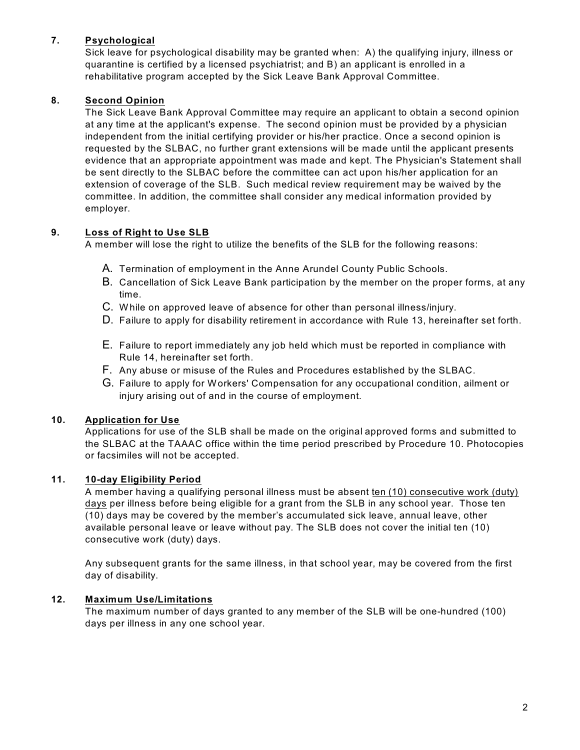## 7. Psychological

Sick leave for psychological disability may be granted when: A) the qualifying injury, illness or quarantine is certified by a licensed psychiatrist; and B) an applicant is enrolled in a rehabilitative program accepted by the Sick Leave Bank Approval Committee.

## 8. Second Opinion

The Sick Leave Bank Approval Committee may require an applicant to obtain a second opinion at any time at the applicant's expense. The second opinion must be provided by a physician independent from the initial certifying provider or his/her practice. Once a second opinion is requested by the SLBAC, no further grant extensions will be made until the applicant presents evidence that an appropriate appointment was made and kept. The Physician's Statement shall be sent directly to the SLBAC before the committee can act upon his/her application for an extension of coverage of the SLB. Such medical review requirement may be waived by the committee. In addition, the committee shall consider any medical information provided by employer.

## 9. Loss of Right to Use SLB

A member will lose the right to utilize the benefits of the SLB for the following reasons:

A. Termination of employment in the Anne Arundel County Public Schools.
B. Cancellation of Sick Leave Bank participation by the member on the proper forms, at any time.
C. While on approved leave of absence for other than personal illness/injury.
D. Failure to apply for disability retirement in accordance with Rule 13, hereinafter set forth.
E. Failure to report immediately any job held which must be reported in compliance with Rule 14, hereinafter set forth.
F. Any abuse or misuse of the Rules and Procedures established by the SLBAC.
G. Failure to apply for Workers' Compensation for any occupational condition, ailment or injury arising out of and in the course of employment.

## 10. Application for Use

Applications for use of the SLB shall be made on the original approved forms and submitted to the SLBAC at the TAAAC office within the time period prescribed by Procedure 10. Photocopies or facsimiles will not be accepted.

## 11. 10-day Eligibility Period

A member having a qualifying personal illness must be absent ten (10) consecutive work (duty) days per illness before being eligible for a grant from the SLB in any school year. Those ten (10) days may be covered by the member's accumulated sick leave, annual leave, other available personal leave or leave without pay. The SLB does not cover the initial ten (10) consecutive work (duty) days.

Any subsequent grants for the same illness, in that school year, may be covered from the first day of disability.

## 12. Maximum Use/Limitations

The maximum number of days granted to any member of the SLB will be one-hundred (100) days per illness in any one school year.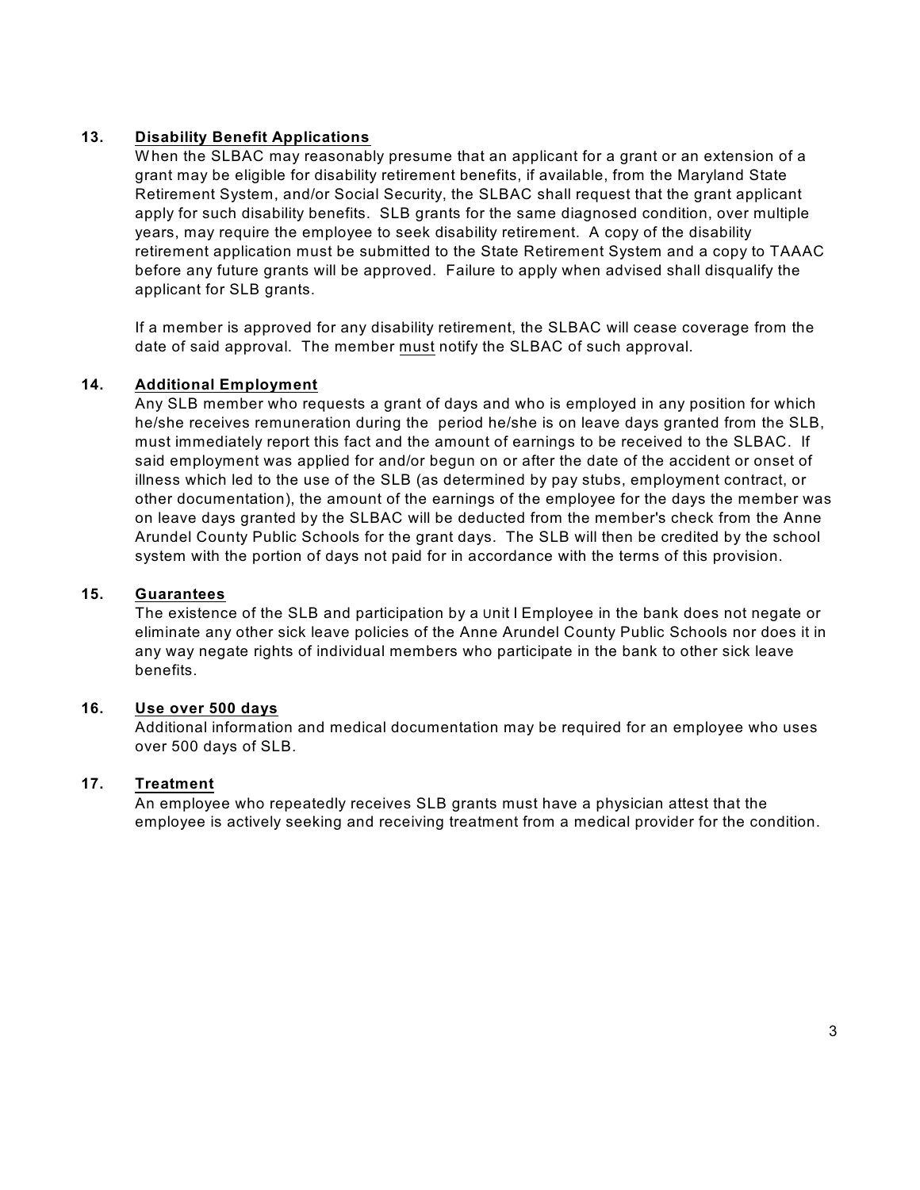**13. Disability Benefit Applications**

When the SLBAC may reasonably presume that an applicant for a grant or an extension of a grant may be eligible for disability retirement benefits, if available, from the Maryland State Retirement System, and/or Social Security, the SLBAC shall request that the grant applicant apply for such disability benefits. SLB grants for the same diagnosed condition, over multiple years, may require the employee to seek disability retirement. A copy of the disability retirement application must be submitted to the State Retirement System and a copy to TAAAC before any future grants will be approved. Failure to apply when advised shall disqualify the applicant for SLB grants.

If a member is approved for any disability retirement, the SLBAC will cease coverage from the date of said approval. The member must notify the SLBAC of such approval.

**14. Additional Employment**

Any SLB member who requests a grant of days and who is employed in any position for which he/she receives remuneration during the period he/she is on leave days granted from the SLB, must immediately report this fact and the amount of earnings to be received to the SLBAC. If said employment was applied for and/or begun on or after the date of the accident or onset of illness which led to the use of the SLB (as determined by pay stubs, employment contract, or other documentation), the amount of the earnings of the employee for the days the member was on leave days granted by the SLBAC will be deducted from the member's check from the Anne Arundel County Public Schools for the grant days. The SLB will then be credited by the school system with the portion of days not paid for in accordance with the terms of this provision.

**15. Guarantees**

The existence of the SLB and participation by a Unit I Employee in the bank does not negate or eliminate any other sick leave policies of the Anne Arundel County Public Schools nor does it in any way negate rights of individual members who participate in the bank to other sick leave benefits.

**16. Use over 500 days**

Additional information and medical documentation may be required for an employee who uses over 500 days of SLB.

**17. Treatment**

An employee who repeatedly receives SLB grants must have a physician attest that the employee is actively seeking and receiving treatment from a medical provider for the condition.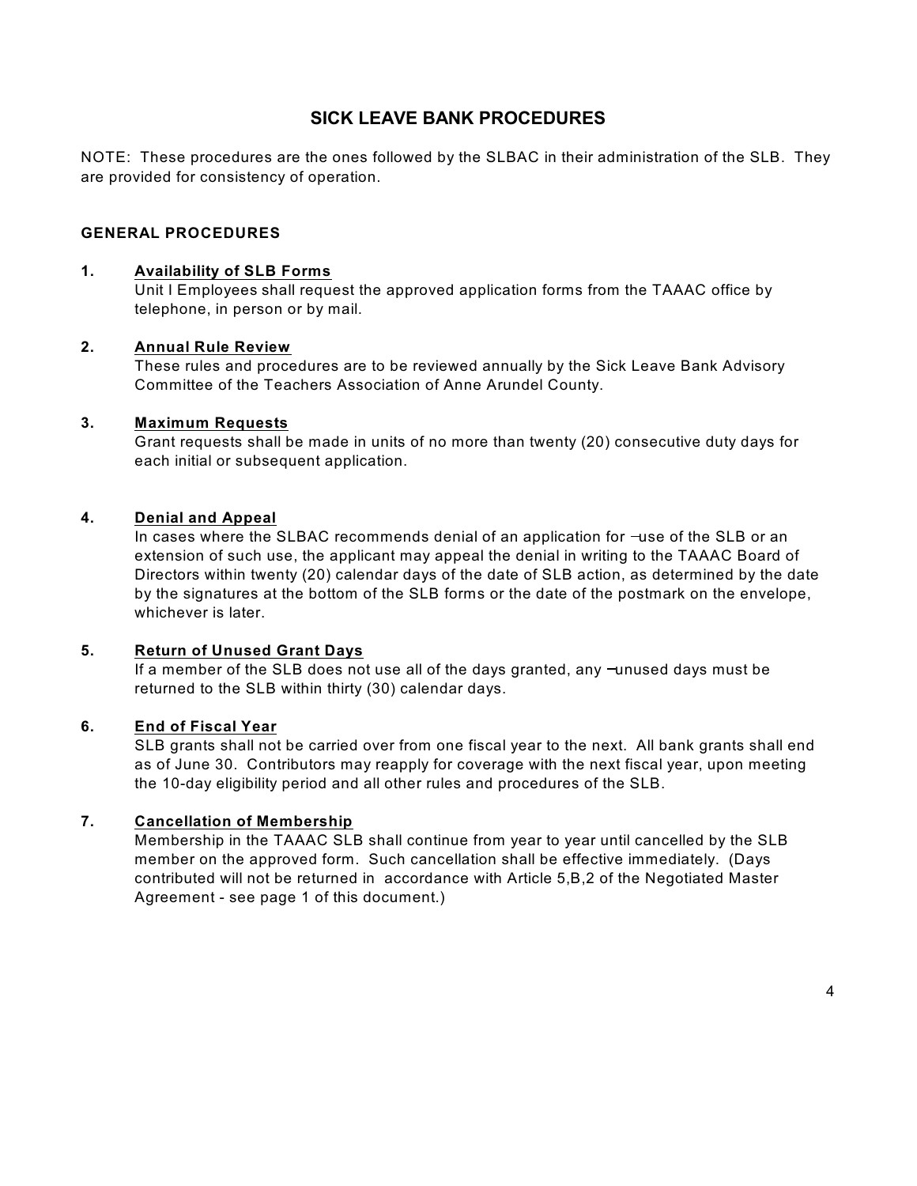# SICK LEAVE BANK PROCEDURES

NOTE: These procedures are the ones followed by the SLBAC in their administration of the SLB. They are provided for consistency of operation.

## GENERAL PROCEDURES

**1. Availability of SLB Forms**

Unit I Employees shall request the approved application forms from the TAAAC office by telephone, in person or by mail.

**2. Annual Rule Review**

These rules and procedures are to be reviewed annually by the Sick Leave Bank Advisory Committee of the Teachers Association of Anne Arundel County.

**3. Maximum Requests**

Grant requests shall be made in units of no more than twenty (20) consecutive duty days for each initial or subsequent application.

**4. Denial and Appeal**

In cases where the SLBAC recommends denial of an application for use of the SLB or an extension of such use, the applicant may appeal the denial in writing to the TAAAC Board of Directors within twenty (20) calendar days of the date of SLB action, as determined by the date by the signatures at the bottom of the SLB forms or the date of the postmark on the envelope, whichever is later.

**5. Return of Unused Grant Days**

If a member of the SLB does not use all of the days granted, any unused days must be returned to the SLB within thirty (30) calendar days.

**6. End of Fiscal Year**

SLB grants shall not be carried over from one fiscal year to the next. All bank grants shall end as of June 30. Contributors may reapply for coverage with the next fiscal year, upon meeting the 10-day eligibility period and all other rules and procedures of the SLB.

**7. Cancellation of Membership**

Membership in the TAAAC SLB shall continue from year to year until cancelled by the SLB member on the approved form. Such cancellation shall be effective immediately. (Days contributed will not be returned in accordance with Article 5,B,2 of the Negotiated Master Agreement - see page 1 of this document.)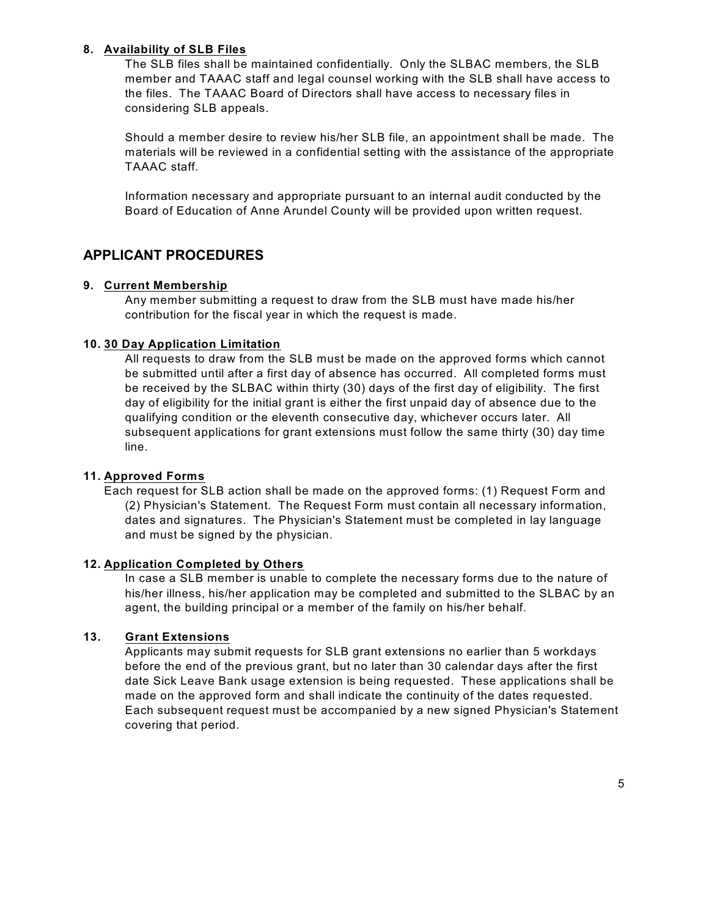**8. Availability of SLB Files**

The SLB files shall be maintained confidentially. Only the SLBAC members, the SLB member and TAAAC staff and legal counsel working with the SLB shall have access to the files. The TAAAC Board of Directors shall have access to necessary files in considering SLB appeals.

Should a member desire to review his/her SLB file, an appointment shall be made. The materials will be reviewed in a confidential setting with the assistance of the appropriate TAAAC staff.

Information necessary and appropriate pursuant to an internal audit conducted by the Board of Education of Anne Arundel County will be provided upon written request.

## APPLICANT PROCEDURES

**9. Current Membership**

Any member submitting a request to draw from the SLB must have made his/her contribution for the fiscal year in which the request is made.

**10. 30 Day Application Limitation**

All requests to draw from the SLB must be made on the approved forms which cannot be submitted until after a first day of absence has occurred. All completed forms must be received by the SLBAC within thirty (30) days of the first day of eligibility. The first day of eligibility for the initial grant is either the first unpaid day of absence due to the qualifying condition or the eleventh consecutive day, whichever occurs later. All subsequent applications for grant extensions must follow the same thirty (30) day time line.

**11. Approved Forms**

Each request for SLB action shall be made on the approved forms: (1) Request Form and (2) Physician's Statement. The Request Form must contain all necessary information, dates and signatures. The Physician's Statement must be completed in lay language and must be signed by the physician.

**12. Application Completed by Others**

In case a SLB member is unable to complete the necessary forms due to the nature of his/her illness, his/her application may be completed and submitted to the SLBAC by an agent, the building principal or a member of the family on his/her behalf.

**13. Grant Extensions**

Applicants may submit requests for SLB grant extensions no earlier than 5 workdays before the end of the previous grant, but no later than 30 calendar days after the first date Sick Leave Bank usage extension is being requested. These applications shall be made on the approved form and shall indicate the continuity of the dates requested. Each subsequent request must be accompanied by a new signed Physician's Statement covering that period.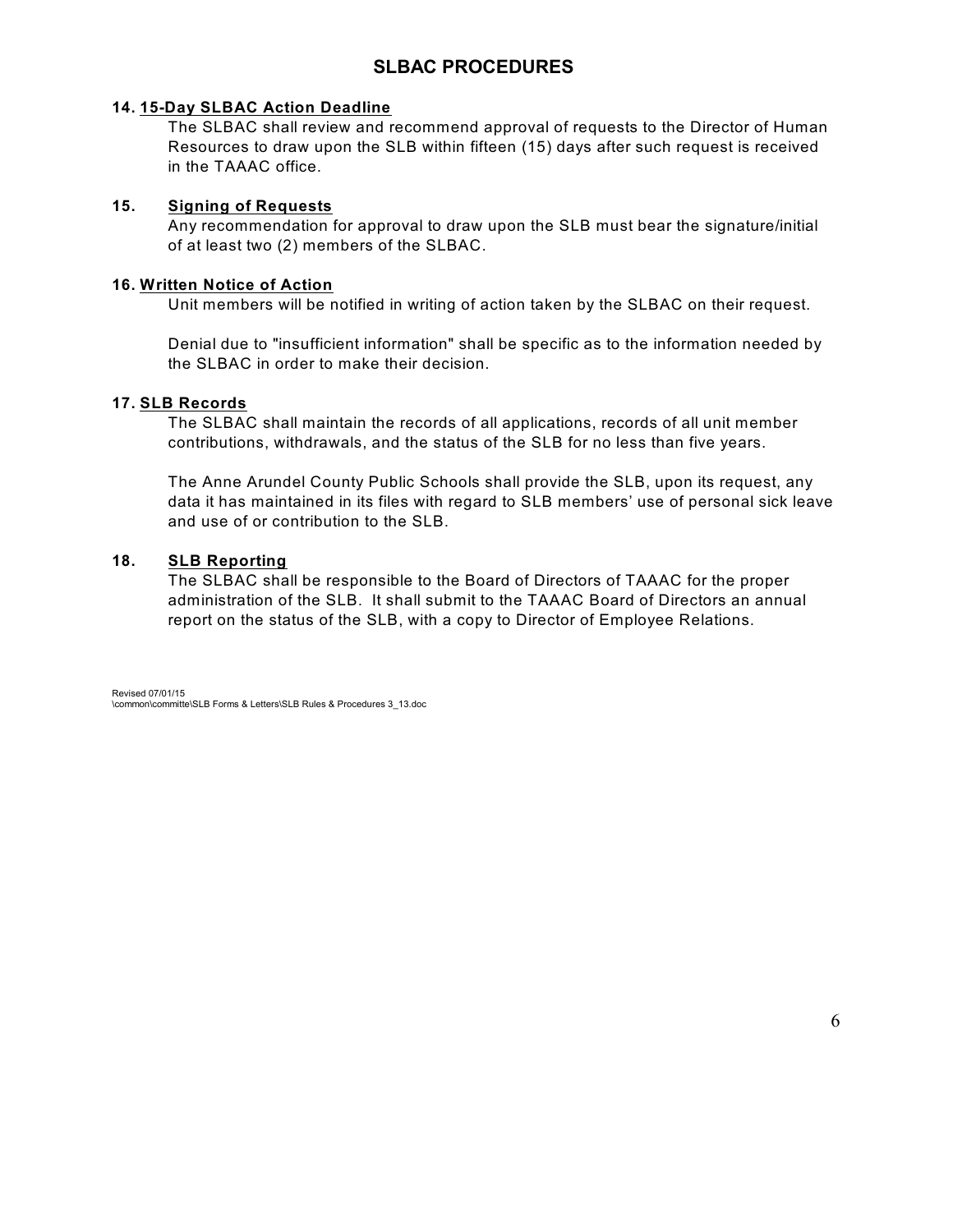## SLBAC PROCEDURES

**14. 15-Day SLBAC Action Deadline**

The SLBAC shall review and recommend approval of requests to the Director of Human Resources to draw upon the SLB within fifteen (15) days after such request is received in the TAAAC office.

**15. Signing of Requests**

Any recommendation for approval to draw upon the SLB must bear the signature/initial of at least two (2) members of the SLBAC.

**16. Written Notice of Action**

Unit members will be notified in writing of action taken by the SLBAC on their request.

Denial due to "insufficient information" shall be specific as to the information needed by the SLBAC in order to make their decision.

**17. SLB Records**

The SLBAC shall maintain the records of all applications, records of all unit member contributions, withdrawals, and the status of the SLB for no less than five years.

The Anne Arundel County Public Schools shall provide the SLB, upon its request, any data it has maintained in its files with regard to SLB members' use of personal sick leave and use of or contribution to the SLB.

**18. SLB Reporting**

The SLBAC shall be responsible to the Board of Directors of TAAAC for the proper administration of the SLB. It shall submit to the TAAAC Board of Directors an annual report on the status of the SLB, with a copy to Director of Employee Relations.

Revised 07/01/15
\common\committe\SLB Forms & Letters\SLB Rules & Procedures 3_13.doc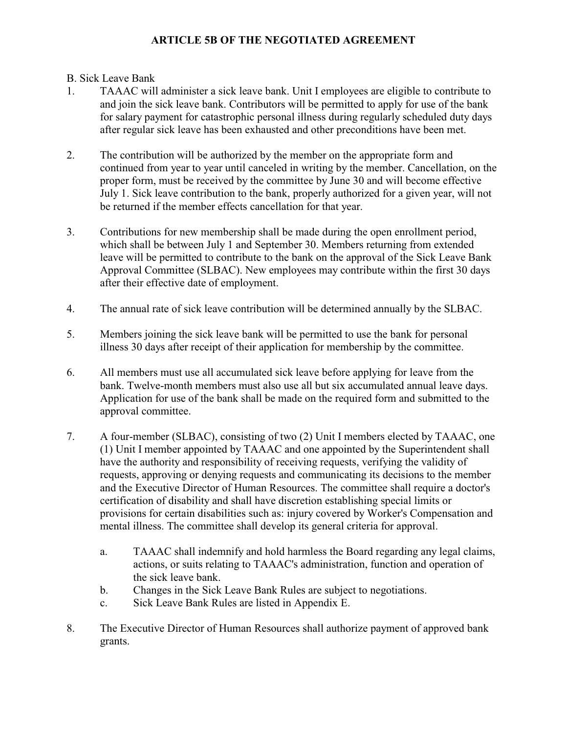# ARTICLE 5B OF THE NEGOTIATED AGREEMENT

B. Sick Leave Bank

1. TAAAC will administer a sick leave bank. Unit I employees are eligible to contribute to and join the sick leave bank. Contributors will be permitted to apply for use of the bank for salary payment for catastrophic personal illness during regularly scheduled duty days after regular sick leave has been exhausted and other preconditions have been met.

2. The contribution will be authorized by the member on the appropriate form and continued from year to year until canceled in writing by the member. Cancellation, on the proper form, must be received by the committee by June 30 and will become effective July 1. Sick leave contribution to the bank, properly authorized for a given year, will not be returned if the member effects cancellation for that year.

3. Contributions for new membership shall be made during the open enrollment period, which shall be between July 1 and September 30. Members returning from extended leave will be permitted to contribute to the bank on the approval of the Sick Leave Bank Approval Committee (SLBAC). New employees may contribute within the first 30 days after their effective date of employment.

4. The annual rate of sick leave contribution will be determined annually by the SLBAC.

5. Members joining the sick leave bank will be permitted to use the bank for personal illness 30 days after receipt of their application for membership by the committee.

6. All members must use all accumulated sick leave before applying for leave from the bank. Twelve-month members must also use all but six accumulated annual leave days. Application for use of the bank shall be made on the required form and submitted to the approval committee.

7. A four-member (SLBAC), consisting of two (2) Unit I members elected by TAAAC, one (1) Unit I member appointed by TAAAC and one appointed by the Superintendent shall have the authority and responsibility of receiving requests, verifying the validity of requests, approving or denying requests and communicating its decisions to the member and the Executive Director of Human Resources. The committee shall require a doctor's certification of disability and shall have discretion establishing special limits or provisions for certain disabilities such as: injury covered by Worker's Compensation and mental illness. The committee shall develop its general criteria for approval.

   a. TAAAC shall indemnify and hold harmless the Board regarding any legal claims, actions, or suits relating to TAAAC's administration, function and operation of the sick leave bank.
   b. Changes in the Sick Leave Bank Rules are subject to negotiations.
   c. Sick Leave Bank Rules are listed in Appendix E.

8. The Executive Director of Human Resources shall authorize payment of approved bank grants.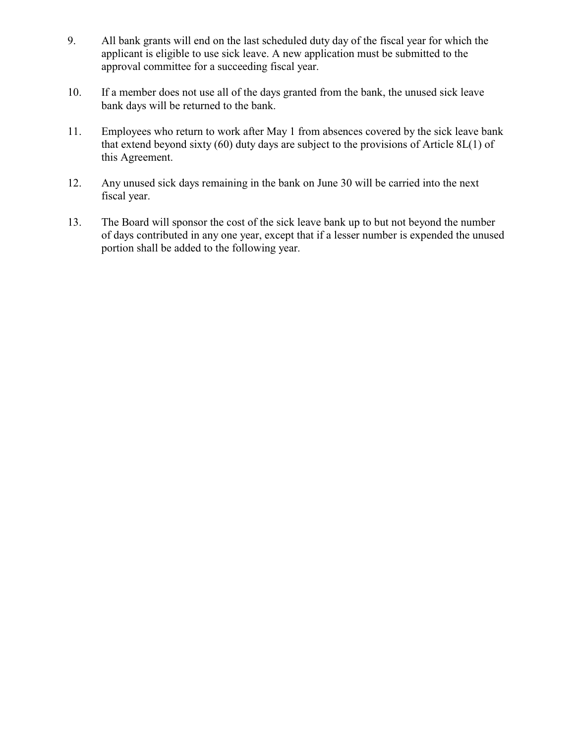9. All bank grants will end on the last scheduled duty day of the fiscal year for which the applicant is eligible to use sick leave. A new application must be submitted to the approval committee for a succeeding fiscal year.

10. If a member does not use all of the days granted from the bank, the unused sick leave bank days will be returned to the bank.

11. Employees who return to work after May 1 from absences covered by the sick leave bank that extend beyond sixty (60) duty days are subject to the provisions of Article 8L(1) of this Agreement.

12. Any unused sick days remaining in the bank on June 30 will be carried into the next fiscal year.

13. The Board will sponsor the cost of the sick leave bank up to but not beyond the number of days contributed in any one year, except that if a lesser number is expended the unused portion shall be added to the following year.